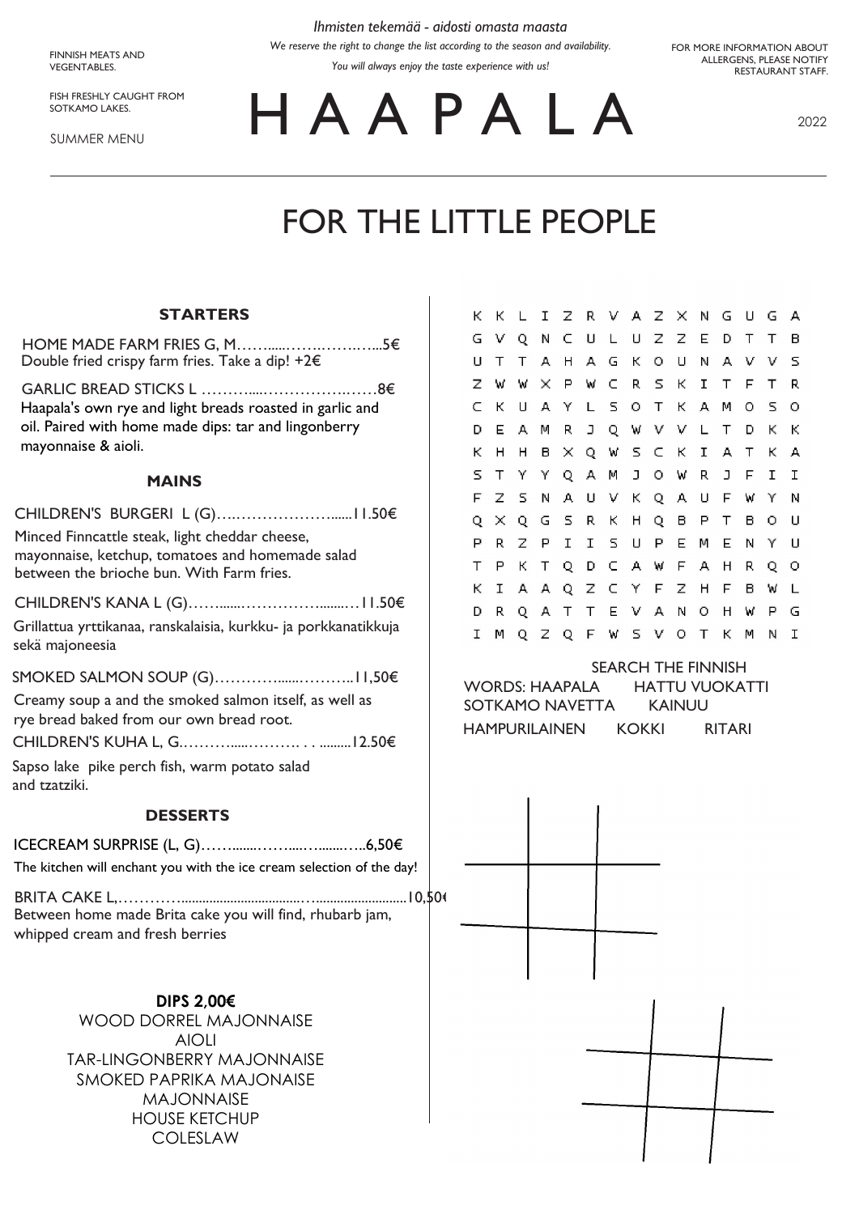FINNISH MEATS AND VEGENTABLES.

FISH FRESHLY CAUGHT FROM SOTKAMO LAKES.

SUMMER MENU

*Ihmisten tekemää - aidosti omasta maasta*

*We reserve the right to change the list according to the season and availability.*

*You will always enjoy the taste experience with us!*

FOR MORE INFORMATION ABOUT ALLERGENS, PLEASE NOTIFY RESTAURANT STAFF.

# H A A P A L A

2022

## FOR THE LITTLE PEOPLE

### STARTERS

HOME MADE FARM FRIES G, M……......……..……..…...5€
Double fried crispy farm fries. Take a dip! +2€

GARLIC BREAD STICKS L ……….....…………….……8€
Haapala's own rye and light breads roasted in garlic and oil. Paired with home made dips: tar and lingonberry mayonnaise & aioli.

### MAINS

CHILDREN'S BURGERI L (G)….……………….......11.50€
Minced Finncattle steak, light cheddar cheese, mayonnaise, ketchup, tomatoes and homemade salad between the brioche bun. With Farm fries.

CHILDREN'S KANA L (G)……......……………........…11.50€
Grillattua yrttikanaa, ranskalaisia, kurkku- ja porkkanatikkuja sekä majoneesia

SMOKED SALMON SOUP (G)………….......………..11,50€
Creamy soup a and the smoked salmon itself, as well as rye bread baked from our own bread root.

CHILDREN'S KUHA L, G.………......………. . . .........12.50€
Sapso lake pike perch fish, warm potato salad and tzatziki.

### DESSERTS

ICECREAM SURPRISE (L, G)……........……....….......…..6,50€
The kitchen will enchant you with the ice cream selection of the day!

BRITA CAKE L,…………......................................…...........................10,50€
Between home made Brita cake you will find, rhubarb jam, whipped cream and fresh berries

**DIPS 2,00€**

WOOD DORREL MAJONNAISE
AIOLI
TAR-LINGONBERRY MAJONNAISE
SMOKED PAPRIKA MAJONAISE
MAJONNAISE
HOUSE KETCHUP
COLESLAW

```
K K L I Z R V A Z X N G U G A
G V Q N C U L U Z Z E D T T B
U T T A H A G K O U N A V V S
Z W W X P W C R S K I T F T R
C K U A Y L S O T K A M O S O
D E A M R J Q W V V L T D K K
K H H B X Q W S C K I A T K A
S T Y Y Q A M J O W R J F I I
F Z S N A U V K Q A U F W Y N
Q X Q G S R K H Q B P T B O U
P R Z P I I S U P E M E N Y U
T P K T Q D C A W F A H R Q O
K I A A Q Z C Y F Z H F B W L
D R Q A T T E V A N O H W P G
I M Q Z Q F W S V O T K M N I
```

SEARCH THE FINNISH WORDS: HAAPALA HATTU VUOKATTI SOTKAMO NAVETTA KAINUU HAMPURILAINEN KOKKI RITARI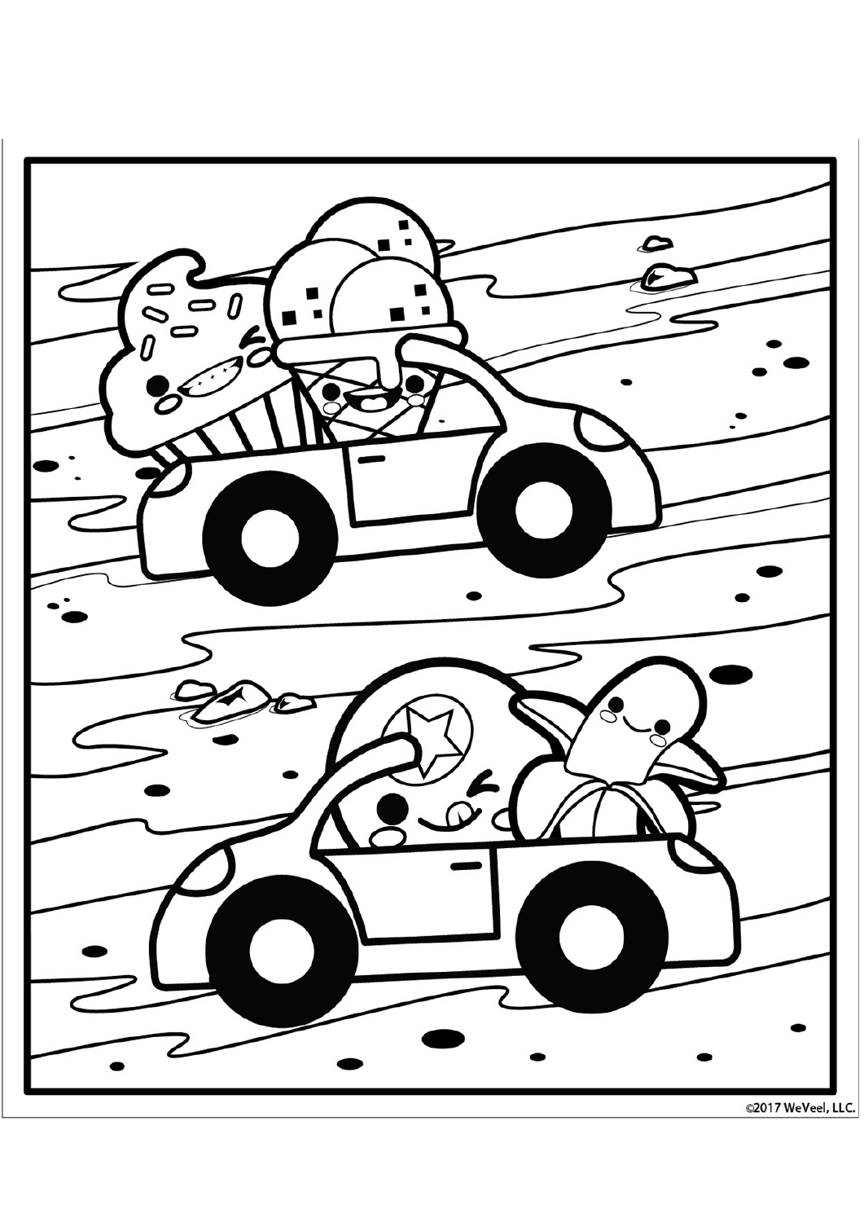©2017 WeVeel, LLC.